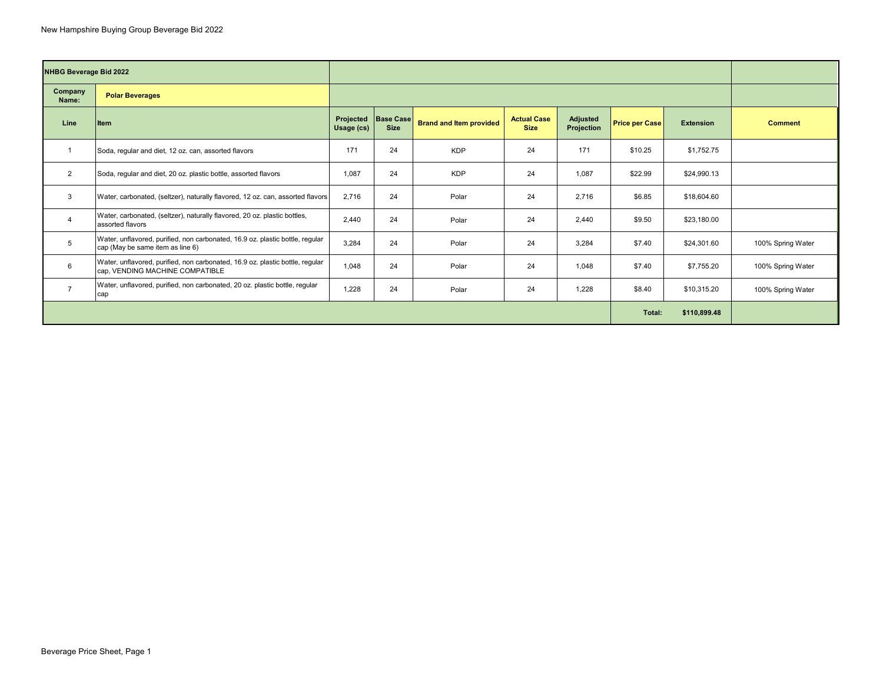New Hampshire Buying Group Beverage Bid 2022

| **NHBG Beverage Bid 2022** | | | | | | | | | | |
|---|---|---|---|---|---|---|---|---|---|---|
| **Company Name:** | **Polar Beverages** | | | | | | | | | |
| **Line** | **Item** | **Projected Usage (cs)** | **Base Case Size** | **Brand and Item provided** | **Actual Case Size** | **Adjusted Projection** | **Price per Case** | **Extension** | **Comment** |
| 1 | Soda, regular and diet, 12 oz. can, assorted flavors | 171 | 24 | KDP | 24 | 171 | $10.25 | $1,752.75 | |
| 2 | Soda, regular and diet, 20 oz. plastic bottle, assorted flavors | 1,087 | 24 | KDP | 24 | 1,087 | $22.99 | $24,990.13 | |
| 3 | Water, carbonated, (seltzer), naturally flavored, 12 oz. can, assorted flavors | 2,716 | 24 | Polar | 24 | 2,716 | $6.85 | $18,604.60 | |
| 4 | Water, carbonated, (seltzer), naturally flavored, 20 oz. plastic bottles, assorted flavors | 2,440 | 24 | Polar | 24 | 2,440 | $9.50 | $23,180.00 | |
| 5 | Water, unflavored, purified, non carbonated, 16.9 oz. plastic bottle, regular cap (May be same item as line 6) | 3,284 | 24 | Polar | 24 | 3,284 | $7.40 | $24,301.60 | 100% Spring Water |
| 6 | Water, unflavored, purified, non carbonated, 16.9 oz. plastic bottle, regular cap, VENDING MACHINE COMPATIBLE | 1,048 | 24 | Polar | 24 | 1,048 | $7.40 | $7,755.20 | 100% Spring Water |
| 7 | Water, unflavored, purified, non carbonated, 20 oz. plastic bottle, regular cap | 1,228 | 24 | Polar | 24 | 1,228 | $8.40 | $10,315.20 | 100% Spring Water |
| | | | | | | | **Total:** | **$110,899.48** | |

Beverage Price Sheet, Page 1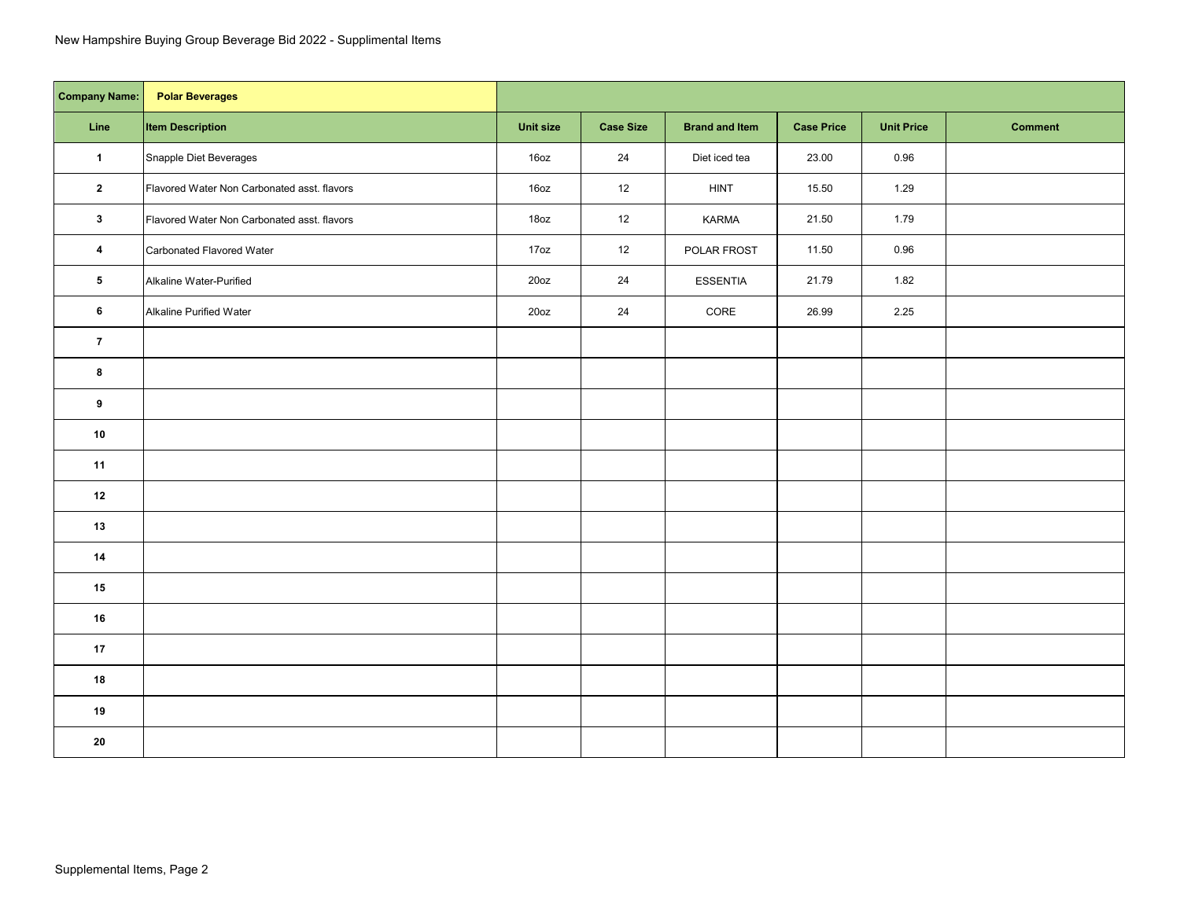New Hampshire Buying Group Beverage Bid 2022 - Supplimental Items

| Company Name: | Polar Beverages | | | | | | |
|---|---|---|---|---|---|---|---|
| **Line** | **Item Description** | **Unit size** | **Case Size** | **Brand and Item** | **Case Price** | **Unit Price** | **Comment** |
| 1 | Snapple Diet Beverages | 16oz | 24 | Diet iced tea | 23.00 | 0.96 | |
| 2 | Flavored Water Non Carbonated asst. flavors | 16oz | 12 | HINT | 15.50 | 1.29 | |
| 3 | Flavored Water Non Carbonated asst. flavors | 18oz | 12 | KARMA | 21.50 | 1.79 | |
| 4 | Carbonated Flavored Water | 17oz | 12 | POLAR FROST | 11.50 | 0.96 | |
| 5 | Alkaline Water-Purified | 20oz | 24 | ESSENTIA | 21.79 | 1.82 | |
| 6 | Alkaline Purified Water | 20oz | 24 | CORE | 26.99 | 2.25 | |
| 7 | | | | | | | |
| 8 | | | | | | | |
| 9 | | | | | | | |
| 10 | | | | | | | |
| 11 | | | | | | | |
| 12 | | | | | | | |
| 13 | | | | | | | |
| 14 | | | | | | | |
| 15 | | | | | | | |
| 16 | | | | | | | |
| 17 | | | | | | | |
| 18 | | | | | | | |
| 19 | | | | | | | |
| 20 | | | | | | | |

Supplemental Items, Page 2